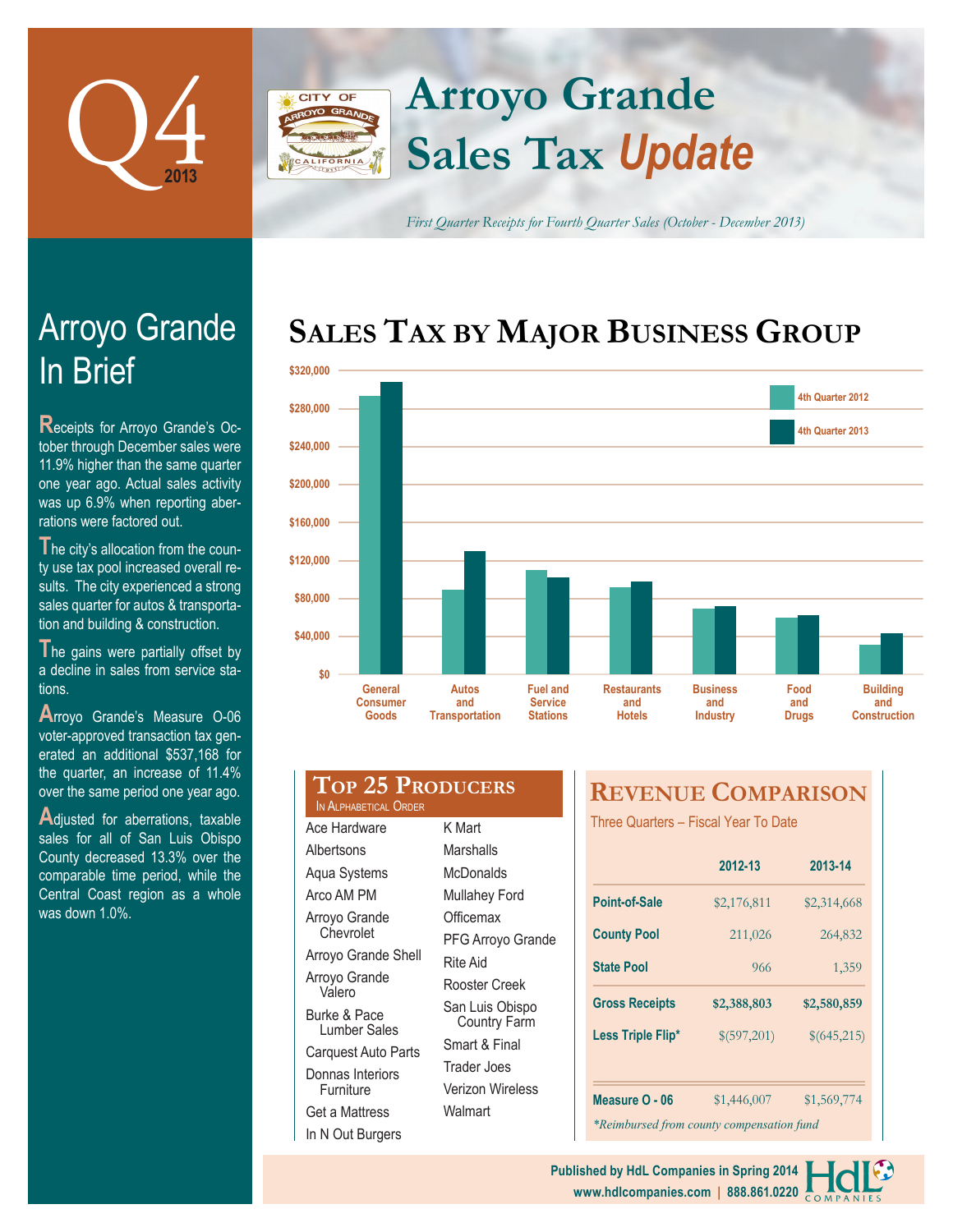# Q4 2013

# Arroyo Grande Sales Tax *Update*

*First Quarter Receipts for Fourth Quarter Sales (October - December 2013)*

## Arroyo Grande In Brief

Receipts for Arroyo Grande's October through December sales were 11.9% higher than the same quarter one year ago. Actual sales activity was up 6.9% when reporting aberrations were factored out.

The city's allocation from the county use tax pool increased overall results. The city experienced a strong sales quarter for autos & transportation and building & construction.

The gains were partially offset by a decline in sales from service stations.

Arroyo Grande's Measure O-06 voter-approved transaction tax generated an additional $537,168 for the quarter, an increase of 11.4% over the same period one year ago.

Adjusted for aberrations, taxable sales for all of San Luis Obispo County decreased 13.3% over the comparable time period, while the Central Coast region as a whole was down 1.0%.

## Sales Tax by Major Business Group

$320,000
$280,000
$240,000
$200,000
$160,000
$120,000
$80,000
$40,000
$0

4th Quarter 2012
4th Quarter 2013

General Consumer Goods | Autos and Transportation | Fuel and Service Stations | Restaurants and Hotels | Business and Industry | Food and Drugs | Building and Construction

## Top 25 Producers

In Alphabetical Order

- Ace Hardware
- Albertsons
- Aqua Systems
- Arco AM PM
- Arroyo Grande Chevrolet
- Arroyo Grande Shell
- Arroyo Grande Valero
- Burke & Pace Lumber Sales
- Carquest Auto Parts
- Donnas Interiors Furniture
- Get a Mattress
- In N Out Burgers
- K Mart
- Marshalls
- McDonalds
- Mullahey Ford
- Officemax
- PFG Arroyo Grande
- Rite Aid
- Rooster Creek
- San Luis Obispo Country Farm
- Smart & Final
- Trader Joes
- Verizon Wireless
- Walmart

## Revenue Comparison

Three Quarters – Fiscal Year To Date

| | 2012-13 | 2013-14 |
|---|---|---|
| Point-of-Sale | $2,176,811 | $2,314,668 |
| County Pool | 211,026 | 264,832 |
| State Pool | 966 | 1,359 |
| **Gross Receipts** | **$2,388,803** | **$2,580,859** |
| Less Triple Flip* | $(597,201) | $(645,215) |
| Measure O - 06 | $1,446,007 | $1,569,774 |

*\*Reimbursed from county compensation fund*

Published by HdL Companies in Spring 2014
www.hdlcompanies.com | 888.861.0220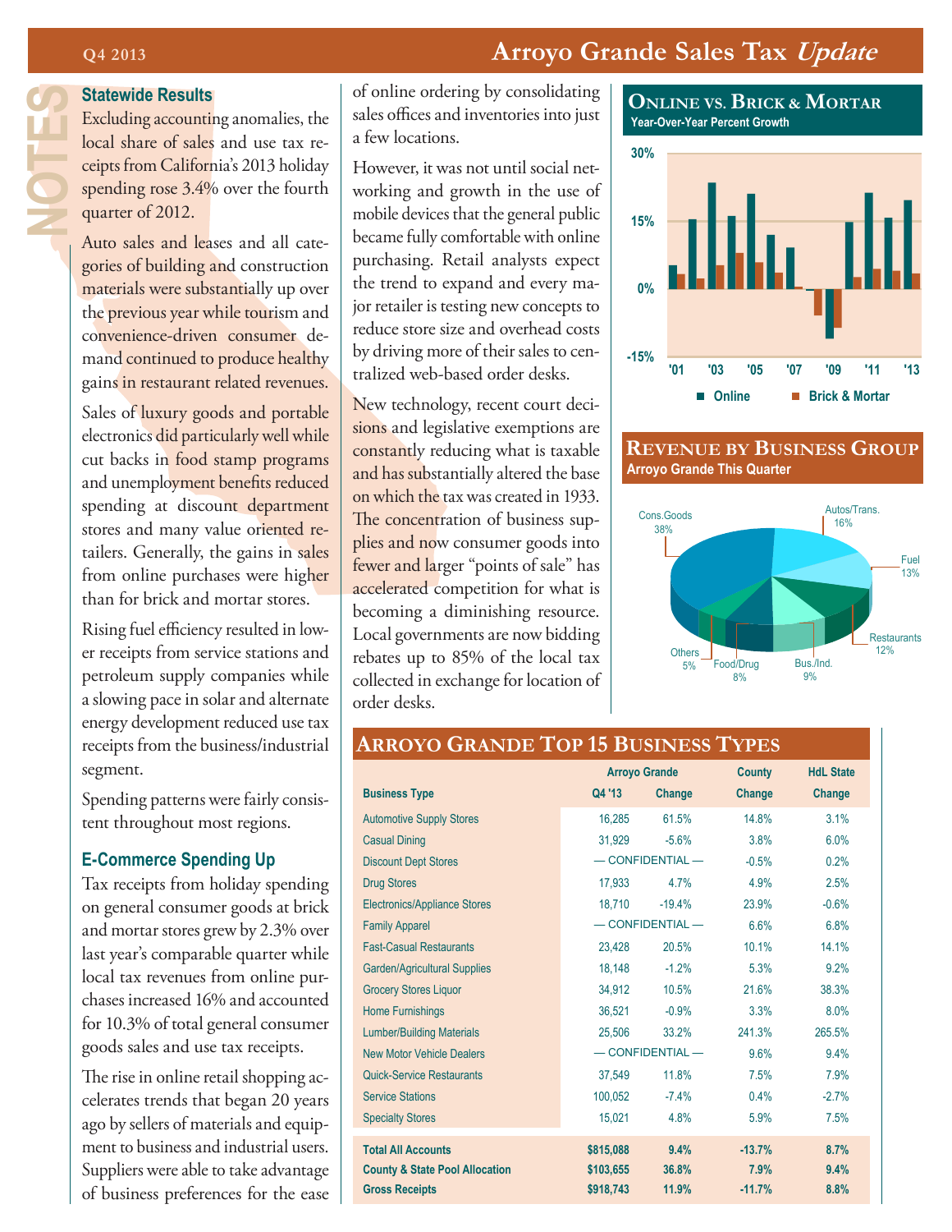# Arroyo Grande Sales Tax *Update*

Q4 2013

NOTES

### Statewide Results

Excluding accounting anomalies, the local share of sales and use tax receipts from California's 2013 holiday spending rose 3.4% over the fourth quarter of 2012.

Auto sales and leases and all categories of building and construction materials were substantially up over the previous year while tourism and convenience-driven consumer demand continued to produce healthy gains in restaurant related revenues.

Sales of luxury goods and portable electronics did particularly well while cut backs in food stamp programs and unemployment benefits reduced spending at discount department stores and many value oriented retailers. Generally, the gains in sales from online purchases were higher than for brick and mortar stores.

Rising fuel efficiency resulted in lower receipts from service stations and petroleum supply companies while a slowing pace in solar and alternate energy development reduced use tax receipts from the business/industrial segment.

Spending patterns were fairly consistent throughout most regions.

### E-Commerce Spending Up

Tax receipts from holiday spending on general consumer goods at brick and mortar stores grew by 2.3% over last year's comparable quarter while local tax revenues from online purchases increased 16% and accounted for 10.3% of total general consumer goods sales and use tax receipts.

The rise in online retail shopping accelerates trends that began 20 years ago by sellers of materials and equipment to business and industrial users. Suppliers were able to take advantage of business preferences for the ease of online ordering by consolidating sales offices and inventories into just a few locations.

However, it was not until social networking and growth in the use of mobile devices that the general public became fully comfortable with online purchasing. Retail analysts expect the trend to expand and every major retailer is testing new concepts to reduce store size and overhead costs by driving more of their sales to centralized web-based order desks.

New technology, recent court decisions and legislative exemptions are constantly reducing what is taxable and has substantially altered the base on which the tax was created in 1933. The concentration of business supplies and now consumer goods into fewer and larger "points of sale" has accelerated competition for what is becoming a diminishing resource. Local governments are now bidding rebates up to 85% of the local tax collected in exchange for location of order desks.

## Online vs. Brick & Mortar

Year-Over-Year Percent Growth

30%
15%
0%
-15%
'01 '03 '05 '07 '09 '11 '13
Online Brick & Mortar

## Revenue by Business Group

Arroyo Grande This Quarter

Cons.Goods 38%
Autos/Trans. 16%
Fuel 13%
Restaurants 12%
Bus./Ind. 9%
Food/Drug 8%
Others 5%

## Arroyo Grande Top 15 Business Types

| | Arroyo Grande | | County | HdL State |
|---|---|---|---|---|
| **Business Type** | **Q4 '13** | **Change** | **Change** | **Change** |
| Automotive Supply Stores | 16,285 | 61.5% | 14.8% | 3.1% |
| Casual Dining | 31,929 | -5.6% | 3.8% | 6.0% |
| Discount Dept Stores | — CONFIDENTIAL — | | -0.5% | 0.2% |
| Drug Stores | 17,933 | 4.7% | 4.9% | 2.5% |
| Electronics/Appliance Stores | 18,710 | -19.4% | 23.9% | -0.6% |
| Family Apparel | — CONFIDENTIAL — | | 6.6% | 6.8% |
| Fast-Casual Restaurants | 23,428 | 20.5% | 10.1% | 14.1% |
| Garden/Agricultural Supplies | 18,148 | -1.2% | 5.3% | 9.2% |
| Grocery Stores Liquor | 34,912 | 10.5% | 21.6% | 38.3% |
| Home Furnishings | 36,521 | -0.9% | 3.3% | 8.0% |
| Lumber/Building Materials | 25,506 | 33.2% | 241.3% | 265.5% |
| New Motor Vehicle Dealers | — CONFIDENTIAL — | | 9.6% | 9.4% |
| Quick-Service Restaurants | 37,549 | 11.8% | 7.5% | 7.9% |
| Service Stations | 100,052 | -7.4% | 0.4% | -2.7% |
| Specialty Stores | 15,021 | 4.8% | 5.9% | 7.5% |
| **Total All Accounts** | **$815,088** | **9.4%** | **-13.7%** | **8.7%** |
| **County & State Pool Allocation** | **$103,655** | **36.8%** | **7.9%** | **9.4%** |
| **Gross Receipts** | **$918,743** | **11.9%** | **-11.7%** | **8.8%** |